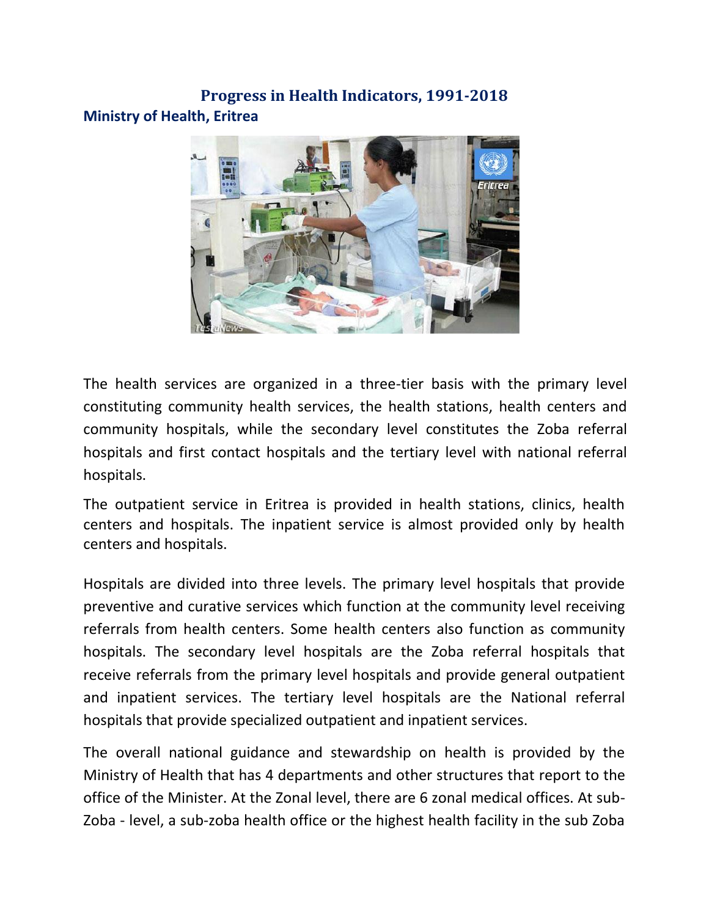# Progress in Health Indicators, 1991-2018

## Ministry of Health, Eritrea

The health services are organized in a three-tier basis with the primary level constituting community health services, the health stations, health centers and community hospitals, while the secondary level constitutes the Zoba referral hospitals and first contact hospitals and the tertiary level with national referral hospitals.

The outpatient service in Eritrea is provided in health stations, clinics, health centers and hospitals. The inpatient service is almost provided only by health centers and hospitals.

Hospitals are divided into three levels. The primary level hospitals that provide preventive and curative services which function at the community level receiving referrals from health centers. Some health centers also function as community hospitals. The secondary level hospitals are the Zoba referral hospitals that receive referrals from the primary level hospitals and provide general outpatient and inpatient services. The tertiary level hospitals are the National referral hospitals that provide specialized outpatient and inpatient services.

The overall national guidance and stewardship on health is provided by the Ministry of Health that has 4 departments and other structures that report to the office of the Minister. At the Zonal level, there are 6 zonal medical offices. At sub-Zoba - level, a sub-zoba health office or the highest health facility in the sub Zoba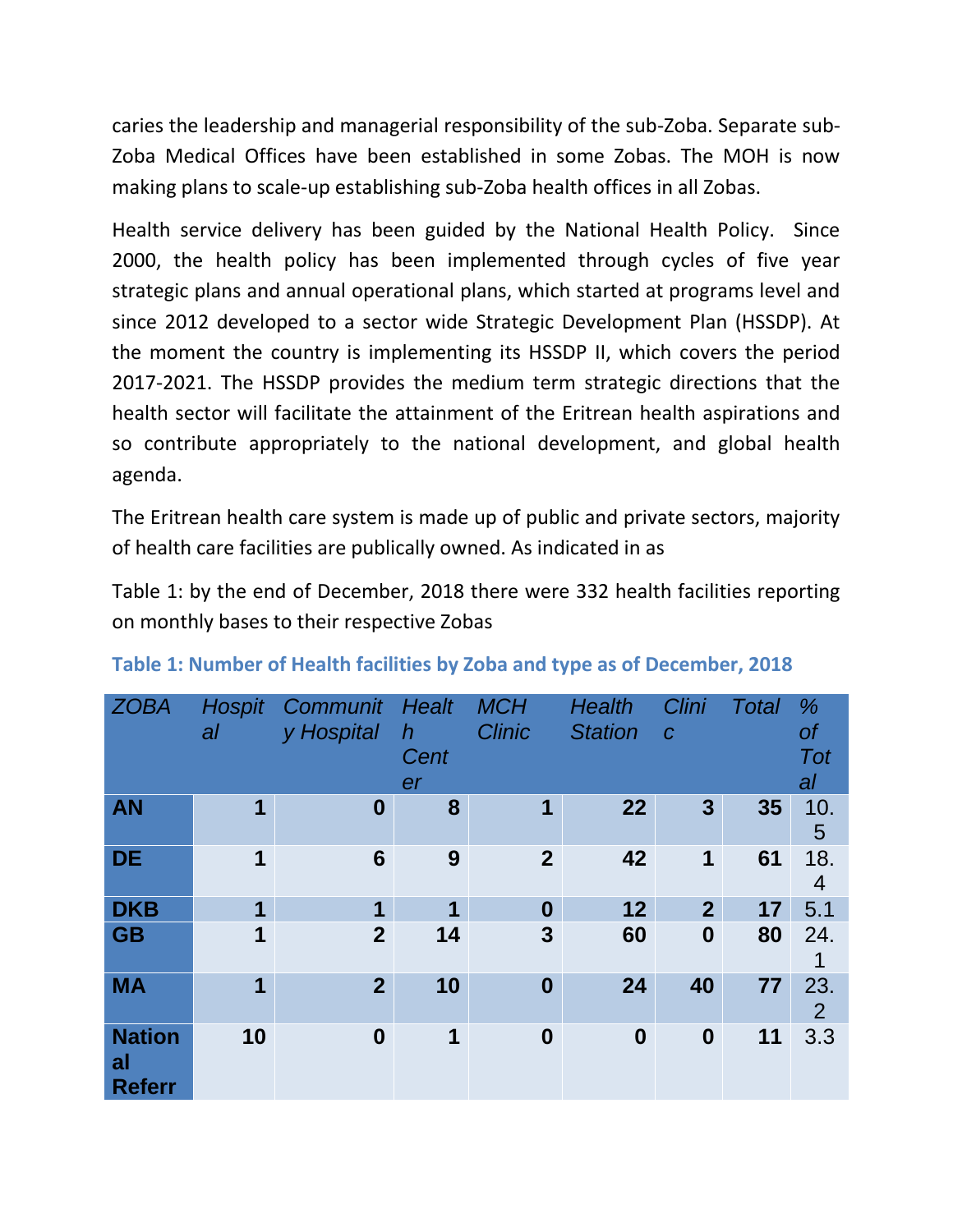caries the leadership and managerial responsibility of the sub-Zoba. Separate sub-Zoba Medical Offices have been established in some Zobas. The MOH is now making plans to scale-up establishing sub-Zoba health offices in all Zobas.

Health service delivery has been guided by the National Health Policy. Since 2000, the health policy has been implemented through cycles of five year strategic plans and annual operational plans, which started at programs level and since 2012 developed to a sector wide Strategic Development Plan (HSSDP). At the moment the country is implementing its HSSDP II, which covers the period 2017-2021. The HSSDP provides the medium term strategic directions that the health sector will facilitate the attainment of the Eritrean health aspirations and so contribute appropriately to the national development, and global health agenda.

The Eritrean health care system is made up of public and private sectors, majority of health care facilities are publically owned. As indicated in as

Table 1: by the end of December, 2018 there were 332 health facilities reporting on monthly bases to their respective Zobas

**Table 1: Number of Health facilities by Zoba and type as of December, 2018**

| *ZOBA* | *Hospital* | *Community Hospital* | *Health Center* | *MCH Clinic* | *Health Station* | *Clinic* | *Total* | *% of Total* |
|---|---|---|---|---|---|---|---|---|
| **AN** | **1** | **0** | **8** | **1** | **22** | **3** | **35** | 10.5 |
| **DE** | **1** | **6** | **9** | **2** | **42** | **1** | **61** | 18.4 |
| **DKB** | **1** | **1** | **1** | **0** | **12** | **2** | **17** | 5.1 |
| **GB** | **1** | **2** | **14** | **3** | **60** | **0** | **80** | 24.1 |
| **MA** | **1** | **2** | **10** | **0** | **24** | **40** | **77** | 23.2 |
| **National Referr** | **10** | **0** | **1** | **0** | **0** | **0** | **11** | 3.3 |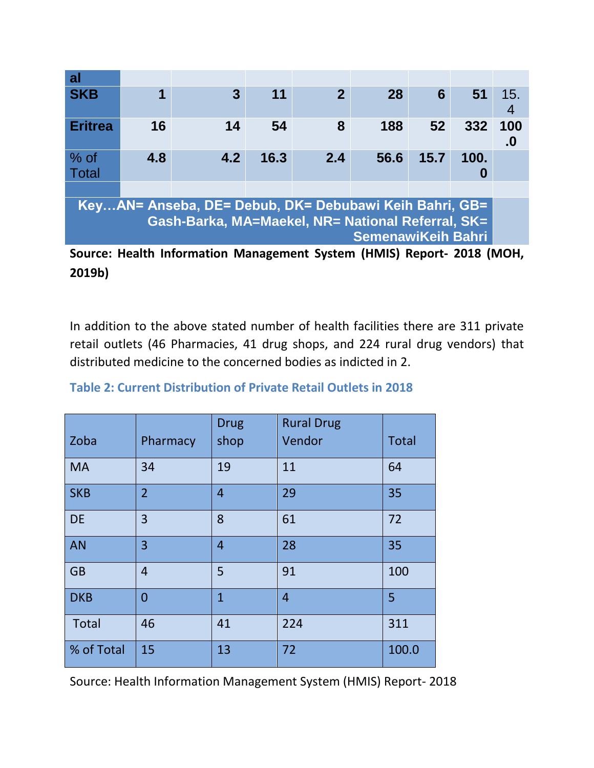| al | | | | | | | | |
|---|---|---|---|---|---|---|---|---|
| **SKB** | **1** | **3** | **11** | **2** | **28** | **6** | **51** | 15.4 |
| **Eritrea** | **16** | **14** | **54** | **8** | **188** | **52** | **332** | **100.0** |
| % of Total | **4.8** | **4.2** | **16.3** | **2.4** | **56.6** | **15.7** | **100.0** | |
| | | | | | | | | |
| **Key…AN= Anseba, DE= Debub, DK= Debubawi Keih Bahri, GB= Gash-Barka, MA=Maekel, NR= National Referral, SK= SemenawiKeih Bahri** | | | | | | | | |

**Source: Health Information Management System (HMIS) Report- 2018 (MOH, 2019b)**

In addition to the above stated number of health facilities there are 311 private retail outlets (46 Pharmacies, 41 drug shops, and 224 rural drug vendors) that distributed medicine to the concerned bodies as indicted in 2.

**Table 2: Current Distribution of Private Retail Outlets in 2018**

| Zoba | Pharmacy | Drug shop | Rural Drug Vendor | Total |
|---|---|---|---|---|
| MA | 34 | 19 | 11 | 64 |
| SKB | 2 | 4 | 29 | 35 |
| DE | 3 | 8 | 61 | 72 |
| AN | 3 | 4 | 28 | 35 |
| GB | 4 | 5 | 91 | 100 |
| DKB | 0 | 1 | 4 | 5 |
| Total | 46 | 41 | 224 | 311 |
| % of Total | 15 | 13 | 72 | 100.0 |

Source: Health Information Management System (HMIS) Report- 2018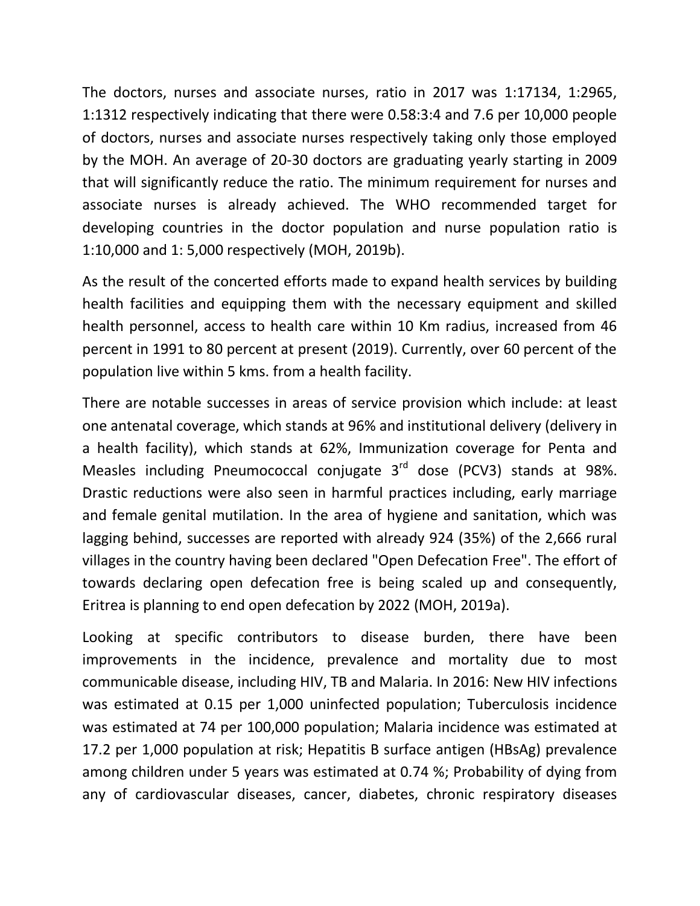The doctors, nurses and associate nurses, ratio in 2017 was 1:17134, 1:2965, 1:1312 respectively indicating that there were 0.58:3:4 and 7.6 per 10,000 people of doctors, nurses and associate nurses respectively taking only those employed by the MOH. An average of 20-30 doctors are graduating yearly starting in 2009 that will significantly reduce the ratio. The minimum requirement for nurses and associate nurses is already achieved. The WHO recommended target for developing countries in the doctor population and nurse population ratio is 1:10,000 and 1: 5,000 respectively (MOH, 2019b).

As the result of the concerted efforts made to expand health services by building health facilities and equipping them with the necessary equipment and skilled health personnel, access to health care within 10 Km radius, increased from 46 percent in 1991 to 80 percent at present (2019). Currently, over 60 percent of the population live within 5 kms. from a health facility.

There are notable successes in areas of service provision which include: at least one antenatal coverage, which stands at 96% and institutional delivery (delivery in a health facility), which stands at 62%, Immunization coverage for Penta and Measles including Pneumococcal conjugate 3rd dose (PCV3) stands at 98%. Drastic reductions were also seen in harmful practices including, early marriage and female genital mutilation. In the area of hygiene and sanitation, which was lagging behind, successes are reported with already 924 (35%) of the 2,666 rural villages in the country having been declared "Open Defecation Free". The effort of towards declaring open defecation free is being scaled up and consequently, Eritrea is planning to end open defecation by 2022 (MOH, 2019a).

Looking at specific contributors to disease burden, there have been improvements in the incidence, prevalence and mortality due to most communicable disease, including HIV, TB and Malaria. In 2016: New HIV infections was estimated at 0.15 per 1,000 uninfected population; Tuberculosis incidence was estimated at 74 per 100,000 population; Malaria incidence was estimated at 17.2 per 1,000 population at risk; Hepatitis B surface antigen (HBsAg) prevalence among children under 5 years was estimated at 0.74 %; Probability of dying from any of cardiovascular diseases, cancer, diabetes, chronic respiratory diseases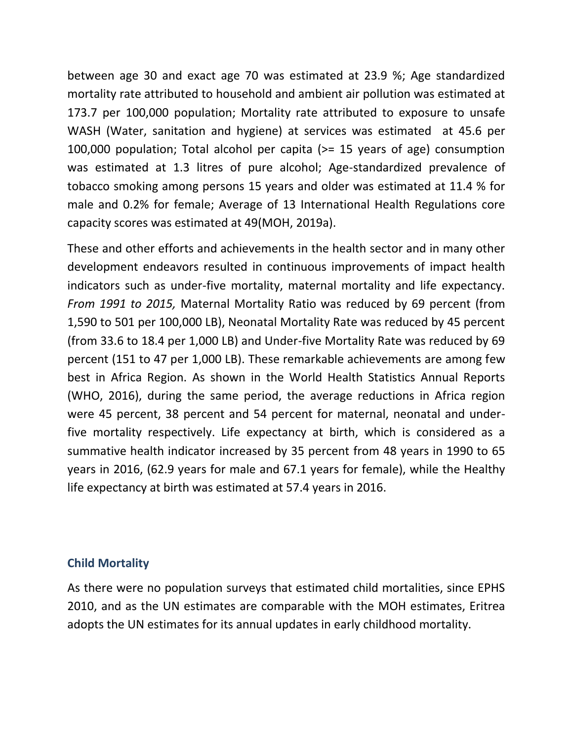between age 30 and exact age 70 was estimated at 23.9 %; Age standardized mortality rate attributed to household and ambient air pollution was estimated at 173.7 per 100,000 population; Mortality rate attributed to exposure to unsafe WASH (Water, sanitation and hygiene) at services was estimated at 45.6 per 100,000 population; Total alcohol per capita (>= 15 years of age) consumption was estimated at 1.3 litres of pure alcohol; Age-standardized prevalence of tobacco smoking among persons 15 years and older was estimated at 11.4 % for male and 0.2% for female; Average of 13 International Health Regulations core capacity scores was estimated at 49(MOH, 2019a).

These and other efforts and achievements in the health sector and in many other development endeavors resulted in continuous improvements of impact health indicators such as under-five mortality, maternal mortality and life expectancy. *From 1991 to 2015,* Maternal Mortality Ratio was reduced by 69 percent (from 1,590 to 501 per 100,000 LB), Neonatal Mortality Rate was reduced by 45 percent (from 33.6 to 18.4 per 1,000 LB) and Under-five Mortality Rate was reduced by 69 percent (151 to 47 per 1,000 LB). These remarkable achievements are among few best in Africa Region. As shown in the World Health Statistics Annual Reports (WHO, 2016), during the same period, the average reductions in Africa region were 45 percent, 38 percent and 54 percent for maternal, neonatal and under-five mortality respectively. Life expectancy at birth, which is considered as a summative health indicator increased by 35 percent from 48 years in 1990 to 65 years in 2016, (62.9 years for male and 67.1 years for female), while the Healthy life expectancy at birth was estimated at 57.4 years in 2016.

### Child Mortality

As there were no population surveys that estimated child mortalities, since EPHS 2010, and as the UN estimates are comparable with the MOH estimates, Eritrea adopts the UN estimates for its annual updates in early childhood mortality.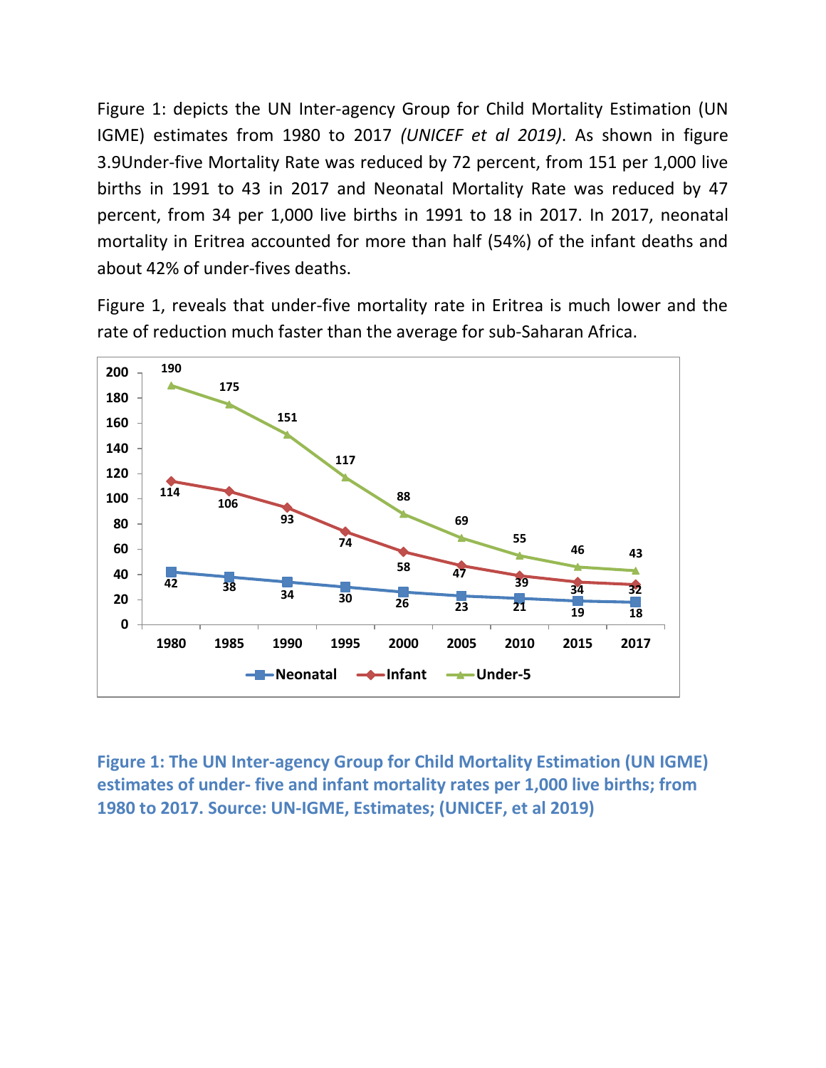Figure 1: depicts the UN Inter-agency Group for Child Mortality Estimation (UN IGME) estimates from 1980 to 2017 *(UNICEF et al 2019)*. As shown in figure 3.9Under-five Mortality Rate was reduced by 72 percent, from 151 per 1,000 live births in 1991 to 43 in 2017 and Neonatal Mortality Rate was reduced by 47 percent, from 34 per 1,000 live births in 1991 to 18 in 2017. In 2017, neonatal mortality in Eritrea accounted for more than half (54%) of the infant deaths and about 42% of under-fives deaths.

Figure 1, reveals that under-five mortality rate in Eritrea is much lower and the rate of reduction much faster than the average for sub-Saharan Africa.

| | 1980 | 1985 | 1990 | 1995 | 2000 | 2005 | 2010 | 2015 | 2017 |
|---|---|---|---|---|---|---|---|---|---|
| Neonatal | 42 | 38 | 34 | 30 | 26 | 23 | 21 | 19 | 18 |
| Infant | 114 | 106 | 93 | 74 | 58 | 47 | 39 | 34 | 32 |
| Under-5 | 190 | 175 | 151 | 117 | 88 | 69 | 55 | 46 | 43 |

**Figure 1: The UN Inter-agency Group for Child Mortality Estimation (UN IGME) estimates of under- five and infant mortality rates per 1,000 live births; from 1980 to 2017. Source: UN-IGME, Estimates; (UNICEF, et al 2019)**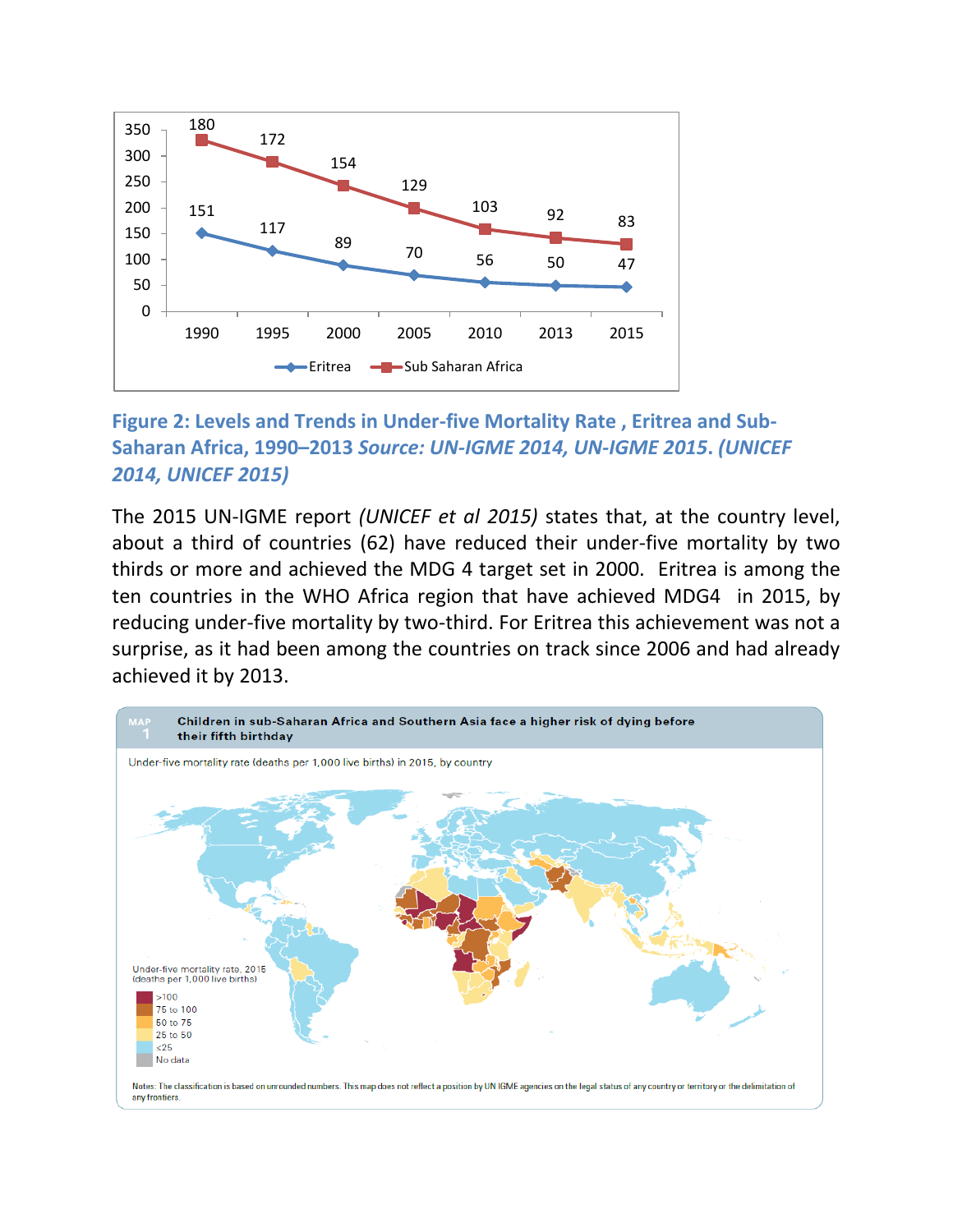**Figure 2: Levels and Trends in Under-five Mortality Rate , Eritrea and Sub-Saharan Africa, 1990–2013** ***Source: UN-IGME 2014, UN-IGME 2015. (UNICEF 2014, UNICEF 2015)***

The 2015 UN-IGME report *(UNICEF et al 2015)* states that, at the country level, about a third of countries (62) have reduced their under-five mortality by two thirds or more and achieved the MDG 4 target set in 2000. Eritrea is among the ten countries in the WHO Africa region that have achieved MDG4 in 2015, by reducing under-five mortality by two-third. For Eritrea this achievement was not a surprise, as it had been among the countries on track since 2006 and had already achieved it by 2013.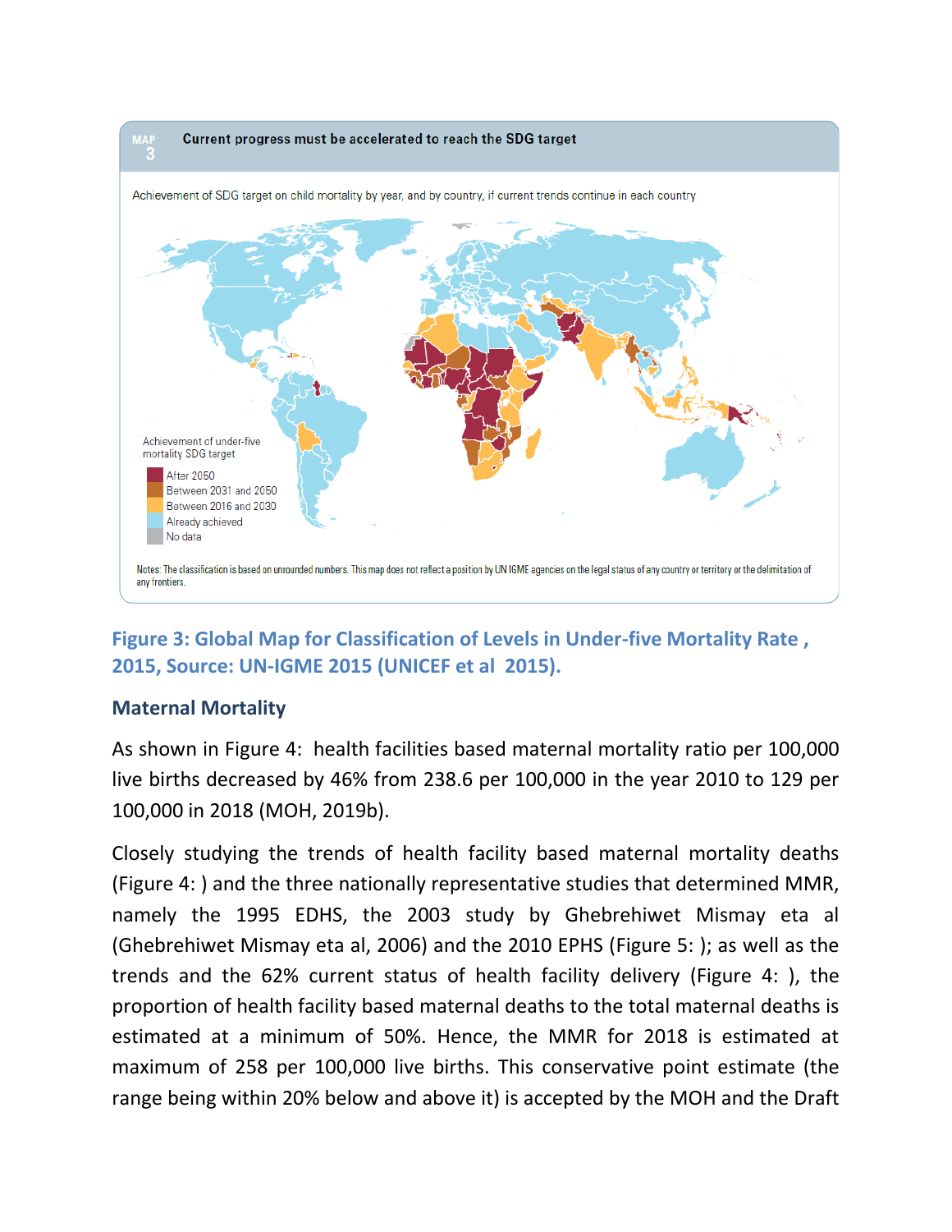**MAP 3** **Current progress must be accelerated to reach the SDG target**

Achievement of SDG target on child mortality by year, and by country, if current trends continue in each country

Achievement of under-five mortality SDG target

- After 2050
- Between 2031 and 2050
- Between 2016 and 2030
- Already achieved
- No data

Notes: The classification is based on unrounded numbers. This map does not reflect a position by UN IGME agencies on the legal status of any country or territory or the delimitation of any frontiers.

**Figure 3: Global Map for Classification of Levels in Under-five Mortality Rate , 2015, Source: UN-IGME 2015 (UNICEF et al 2015).**

### Maternal Mortality

As shown in Figure 4: health facilities based maternal mortality ratio per 100,000 live births decreased by 46% from 238.6 per 100,000 in the year 2010 to 129 per 100,000 in 2018 (MOH, 2019b).

Closely studying the trends of health facility based maternal mortality deaths (Figure 4: ) and the three nationally representative studies that determined MMR, namely the 1995 EDHS, the 2003 study by Ghebrehiwet Mismay eta al (Ghebrehiwet Mismay eta al, 2006) and the 2010 EPHS (Figure 5: ); as well as the trends and the 62% current status of health facility delivery (Figure 4: ), the proportion of health facility based maternal deaths to the total maternal deaths is estimated at a minimum of 50%. Hence, the MMR for 2018 is estimated at maximum of 258 per 100,000 live births. This conservative point estimate (the range being within 20% below and above it) is accepted by the MOH and the Draft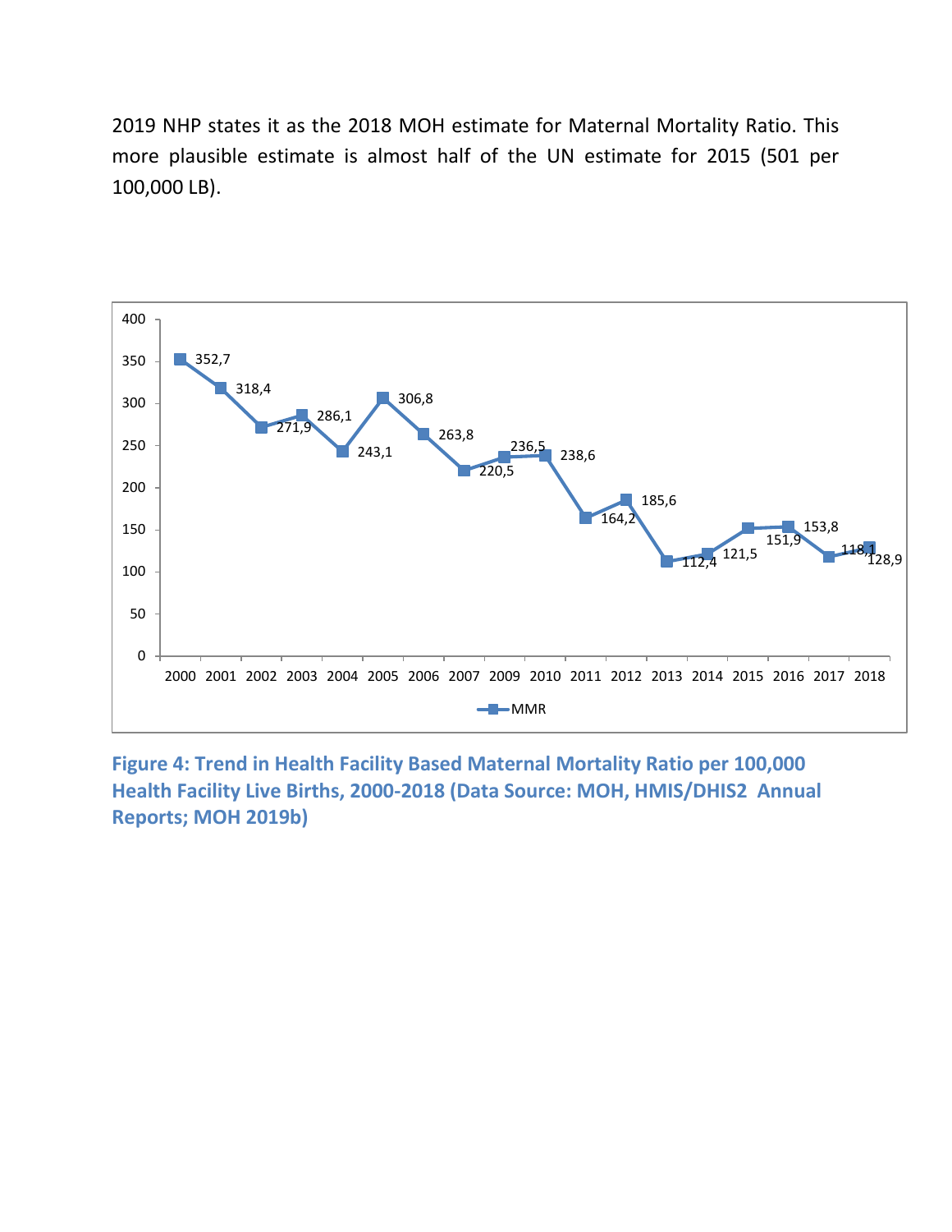2019 NHP states it as the 2018 MOH estimate for Maternal Mortality Ratio. This more plausible estimate is almost half of the UN estimate for 2015 (501 per 100,000 LB).

**Figure 4: Trend in Health Facility Based Maternal Mortality Ratio per 100,000 Health Facility Live Births, 2000-2018 (Data Source: MOH, HMIS/DHIS2 Annual Reports; MOH 2019b)**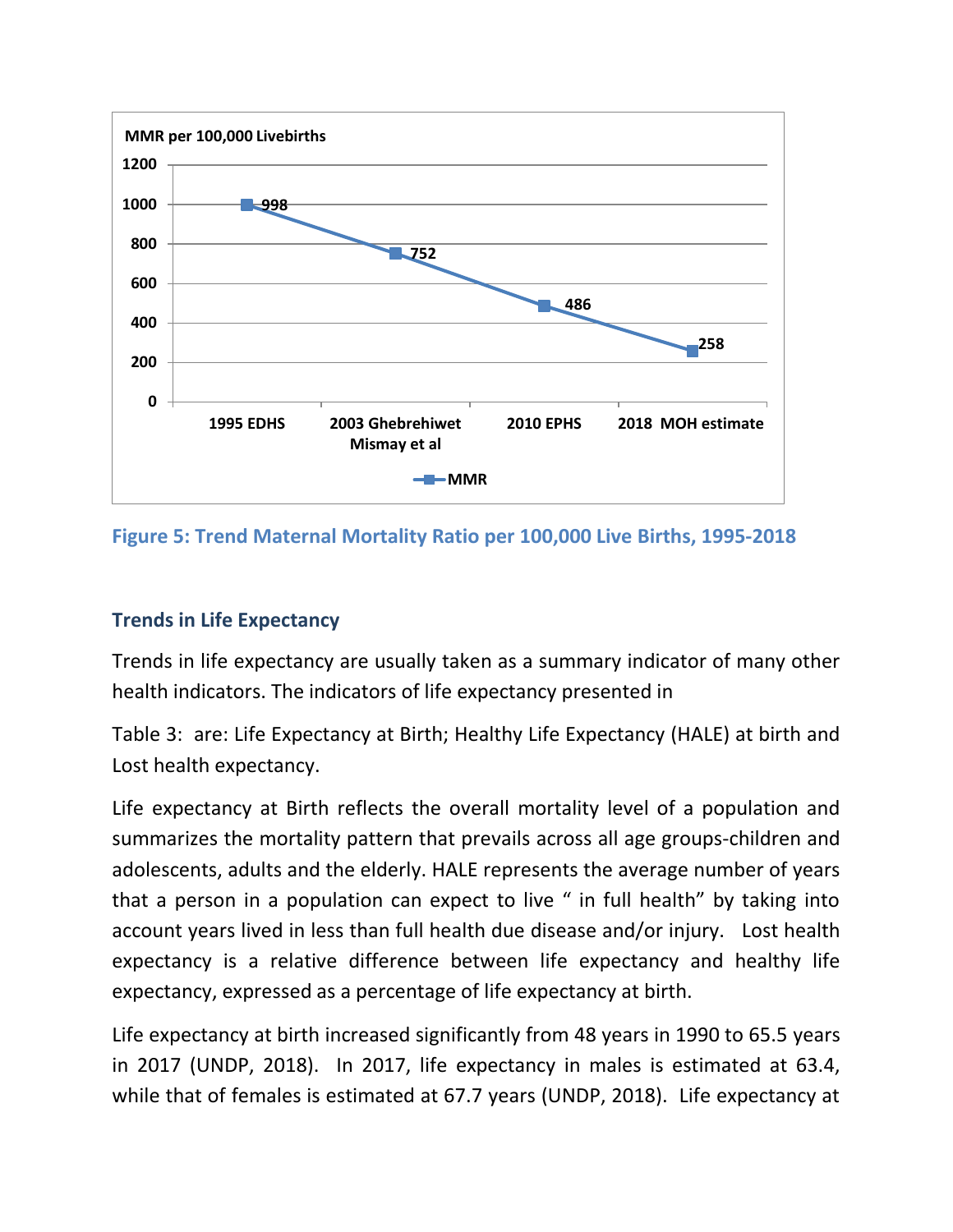Figure 5: Trend Maternal Mortality Ratio per 100,000 Live Births, 1995-2018

## Trends in Life Expectancy

Trends in life expectancy are usually taken as a summary indicator of many other health indicators. The indicators of life expectancy presented in

Table 3: are: Life Expectancy at Birth; Healthy Life Expectancy (HALE) at birth and Lost health expectancy.

Life expectancy at Birth reflects the overall mortality level of a population and summarizes the mortality pattern that prevails across all age groups-children and adolescents, adults and the elderly. HALE represents the average number of years that a person in a population can expect to live " in full health" by taking into account years lived in less than full health due disease and/or injury. Lost health expectancy is a relative difference between life expectancy and healthy life expectancy, expressed as a percentage of life expectancy at birth.

Life expectancy at birth increased significantly from 48 years in 1990 to 65.5 years in 2017 (UNDP, 2018). In 2017, life expectancy in males is estimated at 63.4, while that of females is estimated at 67.7 years (UNDP, 2018). Life expectancy at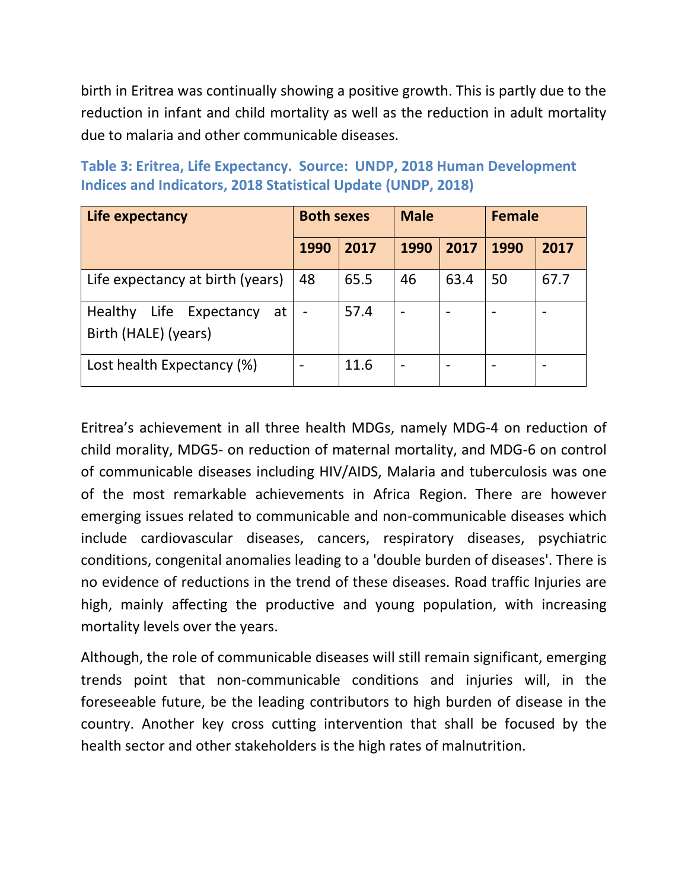birth in Eritrea was continually showing a positive growth. This is partly due to the reduction in infant and child mortality as well as the reduction in adult mortality due to malaria and other communicable diseases.

**Table 3: Eritrea, Life Expectancy. Source: UNDP, 2018 Human Development Indices and Indicators, 2018 Statistical Update (UNDP, 2018)**

| Life expectancy | Both sexes | | Male | | Female | |
|---|---|---|---|---|---|---|
| | 1990 | 2017 | 1990 | 2017 | 1990 | 2017 |
| Life expectancy at birth (years) | 48 | 65.5 | 46 | 63.4 | 50 | 67.7 |
| Healthy Life Expectancy at Birth (HALE) (years) | - | 57.4 | - | - | - | - |
| Lost health Expectancy (%) | - | 11.6 | - | - | - | - |

Eritrea's achievement in all three health MDGs, namely MDG-4 on reduction of child morality, MDG5- on reduction of maternal mortality, and MDG-6 on control of communicable diseases including HIV/AIDS, Malaria and tuberculosis was one of the most remarkable achievements in Africa Region. There are however emerging issues related to communicable and non-communicable diseases which include cardiovascular diseases, cancers, respiratory diseases, psychiatric conditions, congenital anomalies leading to a 'double burden of diseases'. There is no evidence of reductions in the trend of these diseases. Road traffic Injuries are high, mainly affecting the productive and young population, with increasing mortality levels over the years.

Although, the role of communicable diseases will still remain significant, emerging trends point that non-communicable conditions and injuries will, in the foreseeable future, be the leading contributors to high burden of disease in the country. Another key cross cutting intervention that shall be focused by the health sector and other stakeholders is the high rates of malnutrition.